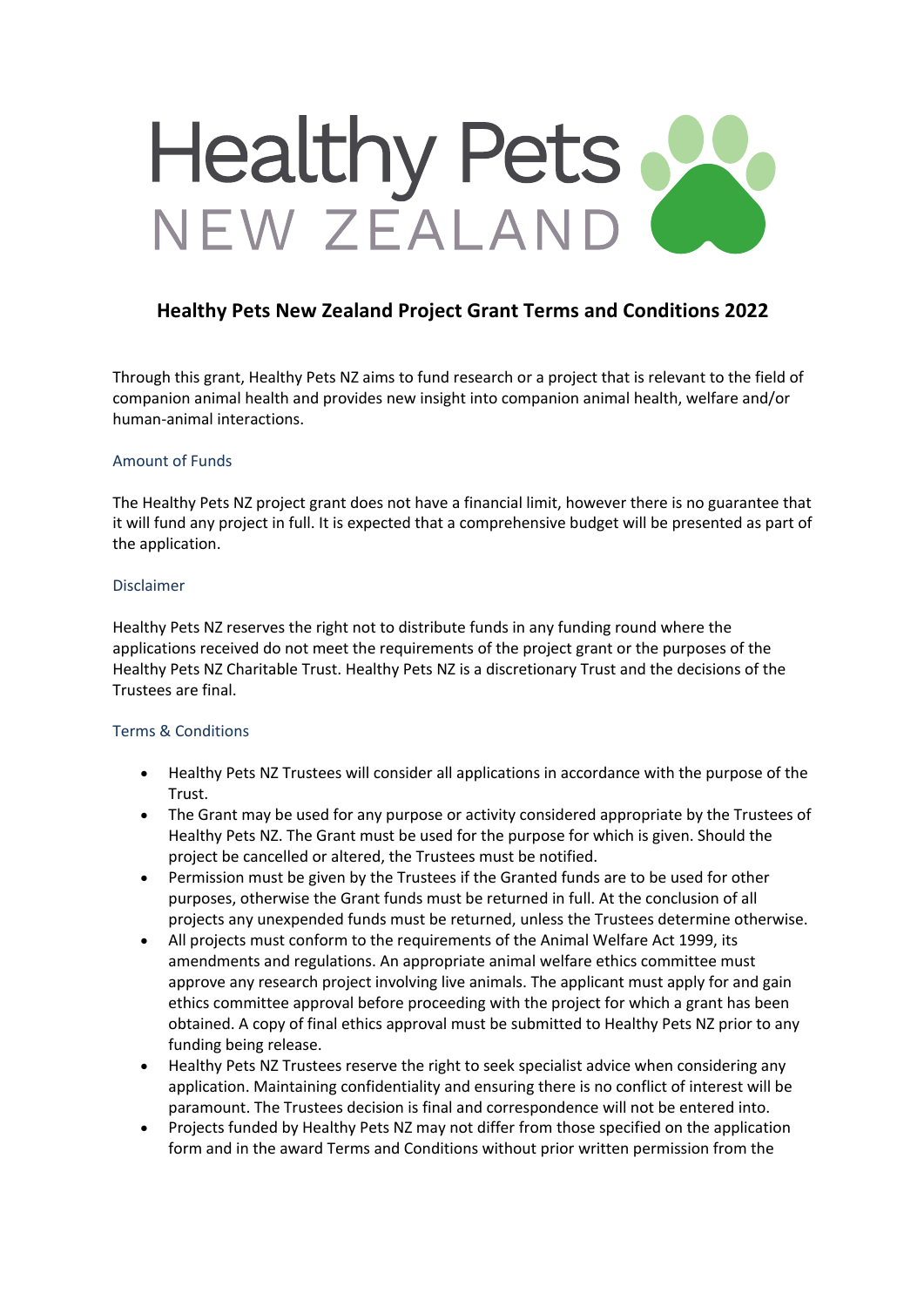# Healthy Pets NEW ZEALAND

## Healthy Pets New Zealand Project Grant Terms and Conditions 2022

Through this grant, Healthy Pets NZ aims to fund research or a project that is relevant to the field of companion animal health and provides new insight into companion animal health, welfare and/or human-animal interactions.

### Amount of Funds

The Healthy Pets NZ project grant does not have a financial limit, however there is no guarantee that it will fund any project in full. It is expected that a comprehensive budget will be presented as part of the application.

### Disclaimer

Healthy Pets NZ reserves the right not to distribute funds in any funding round where the applications received do not meet the requirements of the project grant or the purposes of the Healthy Pets NZ Charitable Trust. Healthy Pets NZ is a discretionary Trust and the decisions of the Trustees are final.

### Terms & Conditions

- Healthy Pets NZ Trustees will consider all applications in accordance with the purpose of the Trust.
- The Grant may be used for any purpose or activity considered appropriate by the Trustees of Healthy Pets NZ. The Grant must be used for the purpose for which is given. Should the project be cancelled or altered, the Trustees must be notified.
- Permission must be given by the Trustees if the Granted funds are to be used for other purposes, otherwise the Grant funds must be returned in full. At the conclusion of all projects any unexpended funds must be returned, unless the Trustees determine otherwise.
- All projects must conform to the requirements of the Animal Welfare Act 1999, its amendments and regulations. An appropriate animal welfare ethics committee must approve any research project involving live animals. The applicant must apply for and gain ethics committee approval before proceeding with the project for which a grant has been obtained. A copy of final ethics approval must be submitted to Healthy Pets NZ prior to any funding being release.
- Healthy Pets NZ Trustees reserve the right to seek specialist advice when considering any application. Maintaining confidentiality and ensuring there is no conflict of interest will be paramount. The Trustees decision is final and correspondence will not be entered into.
- Projects funded by Healthy Pets NZ may not differ from those specified on the application form and in the award Terms and Conditions without prior written permission from the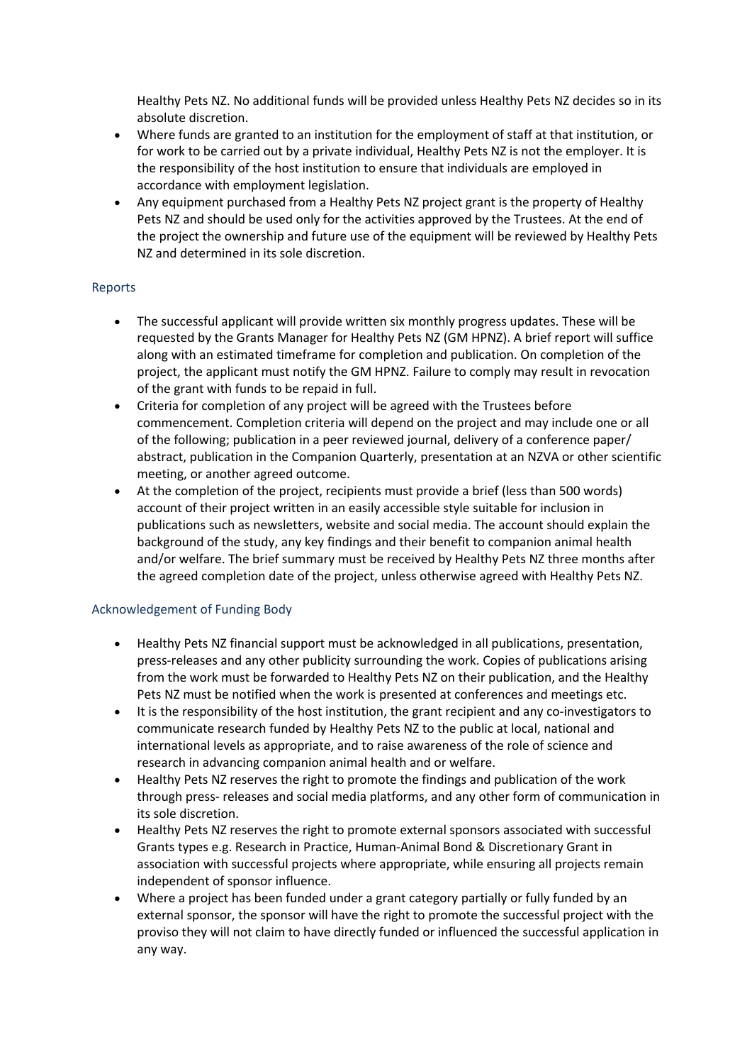Healthy Pets NZ. No additional funds will be provided unless Healthy Pets NZ decides so in its absolute discretion.

- Where funds are granted to an institution for the employment of staff at that institution, or for work to be carried out by a private individual, Healthy Pets NZ is not the employer. It is the responsibility of the host institution to ensure that individuals are employed in accordance with employment legislation.
- Any equipment purchased from a Healthy Pets NZ project grant is the property of Healthy Pets NZ and should be used only for the activities approved by the Trustees. At the end of the project the ownership and future use of the equipment will be reviewed by Healthy Pets NZ and determined in its sole discretion.

## Reports

- The successful applicant will provide written six monthly progress updates. These will be requested by the Grants Manager for Healthy Pets NZ (GM HPNZ). A brief report will suffice along with an estimated timeframe for completion and publication. On completion of the project, the applicant must notify the GM HPNZ. Failure to comply may result in revocation of the grant with funds to be repaid in full.
- Criteria for completion of any project will be agreed with the Trustees before commencement. Completion criteria will depend on the project and may include one or all of the following; publication in a peer reviewed journal, delivery of a conference paper/ abstract, publication in the Companion Quarterly, presentation at an NZVA or other scientific meeting, or another agreed outcome.
- At the completion of the project, recipients must provide a brief (less than 500 words) account of their project written in an easily accessible style suitable for inclusion in publications such as newsletters, website and social media. The account should explain the background of the study, any key findings and their benefit to companion animal health and/or welfare. The brief summary must be received by Healthy Pets NZ three months after the agreed completion date of the project, unless otherwise agreed with Healthy Pets NZ.

## Acknowledgement of Funding Body

- Healthy Pets NZ financial support must be acknowledged in all publications, presentation, press-releases and any other publicity surrounding the work. Copies of publications arising from the work must be forwarded to Healthy Pets NZ on their publication, and the Healthy Pets NZ must be notified when the work is presented at conferences and meetings etc.
- It is the responsibility of the host institution, the grant recipient and any co-investigators to communicate research funded by Healthy Pets NZ to the public at local, national and international levels as appropriate, and to raise awareness of the role of science and research in advancing companion animal health and or welfare.
- Healthy Pets NZ reserves the right to promote the findings and publication of the work through press- releases and social media platforms, and any other form of communication in its sole discretion.
- Healthy Pets NZ reserves the right to promote external sponsors associated with successful Grants types e.g. Research in Practice, Human-Animal Bond & Discretionary Grant in association with successful projects where appropriate, while ensuring all projects remain independent of sponsor influence.
- Where a project has been funded under a grant category partially or fully funded by an external sponsor, the sponsor will have the right to promote the successful project with the proviso they will not claim to have directly funded or influenced the successful application in any way.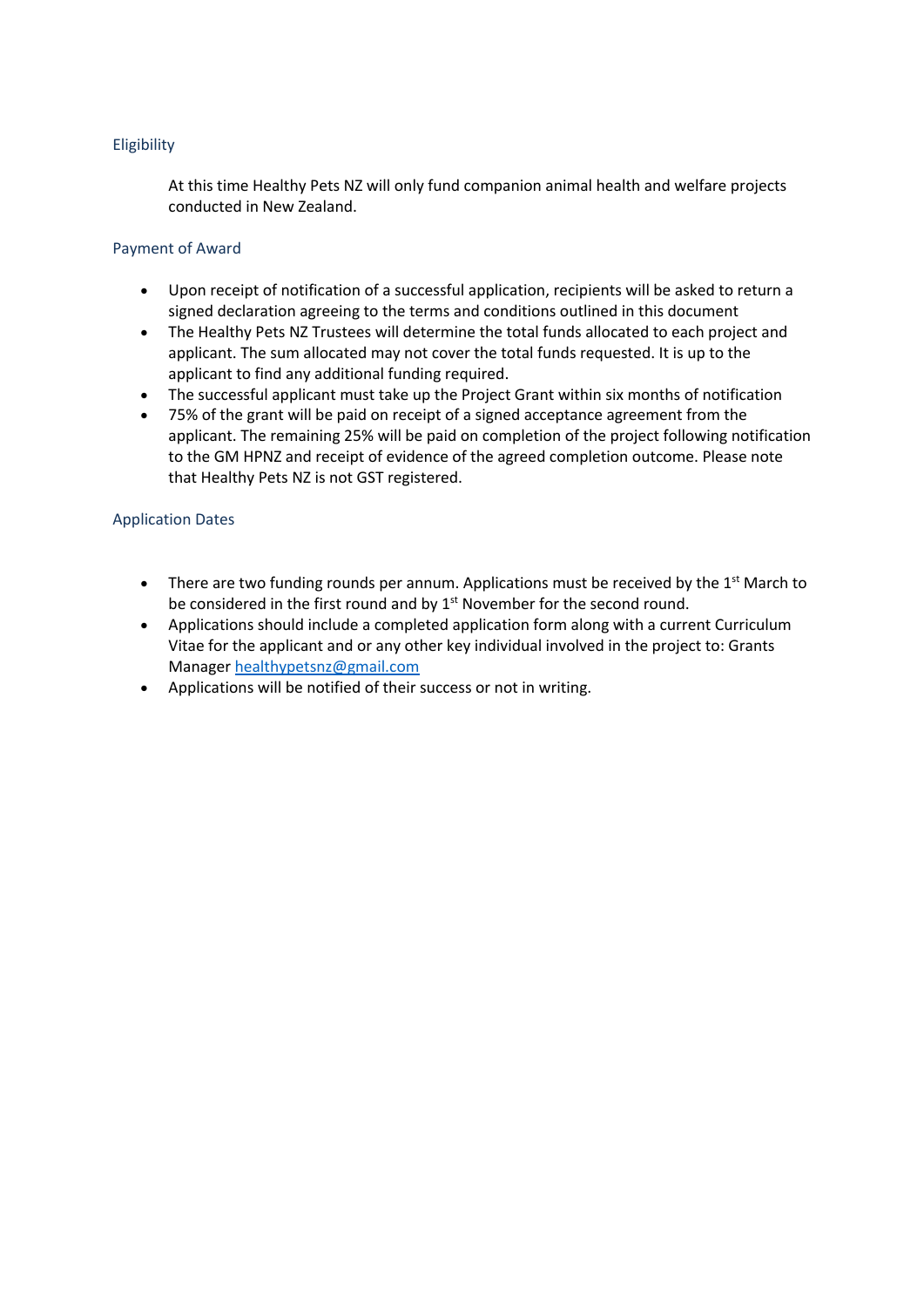## Eligibility

At this time Healthy Pets NZ will only fund companion animal health and welfare projects conducted in New Zealand.

## Payment of Award

- Upon receipt of notification of a successful application, recipients will be asked to return a signed declaration agreeing to the terms and conditions outlined in this document
- The Healthy Pets NZ Trustees will determine the total funds allocated to each project and applicant. The sum allocated may not cover the total funds requested. It is up to the applicant to find any additional funding required.
- The successful applicant must take up the Project Grant within six months of notification
- 75% of the grant will be paid on receipt of a signed acceptance agreement from the applicant. The remaining 25% will be paid on completion of the project following notification to the GM HPNZ and receipt of evidence of the agreed completion outcome. Please note that Healthy Pets NZ is not GST registered.

## Application Dates

- There are two funding rounds per annum. Applications must be received by the 1st March to be considered in the first round and by 1st November for the second round.
- Applications should include a completed application form along with a current Curriculum Vitae for the applicant and or any other key individual involved in the project to: Grants Manager healthypetsnz@gmail.com
- Applications will be notified of their success or not in writing.